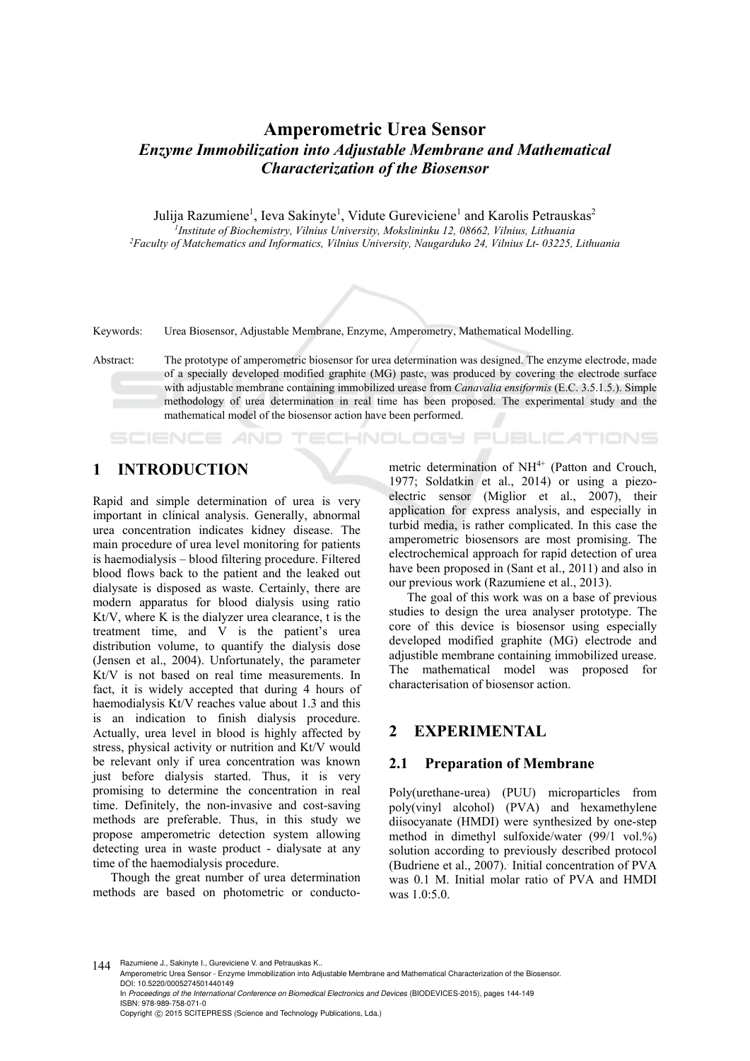# Amperometric Urea Sensor

## *Enzyme Immobilization into Adjustable Membrane and Mathematical Characterization of the Biosensor*

Julija Razumiene[1], Ieva Sakinyte[1], Vidute Gureviciene[1] and Karolis Petrauskas[2]

[1]*Institute of Biochemistry, Vilnius University, Mokslininku 12, 08662, Vilnius, Lithuania*
[2]*Faculty of Matchematics and Informatics, Vilnius University, Naugarduko 24, Vilnius Lt- 03225, Lithuania*

Keywords: Urea Biosensor, Adjustable Membrane, Enzyme, Amperometry, Mathematical Modelling.

Abstract: The prototype of amperometric biosensor for urea determination was designed. The enzyme electrode, made of a specially developed modified graphite (MG) paste, was produced by covering the electrode surface with adjustable membrane containing immobilized urease from *Canavalia ensiformis* (E.C. 3.5.1.5.). Simple methodology of urea determination in real time has been proposed. The experimental study and the mathematical model of the biosensor action have been performed.

## 1 INTRODUCTION

Rapid and simple determination of urea is very important in clinical analysis. Generally, abnormal urea concentration indicates kidney disease. The main procedure of urea level monitoring for patients is haemodialysis – blood filtering procedure. Filtered blood flows back to the patient and the leaked out dialysate is disposed as waste. Certainly, there are modern apparatus for blood dialysis using ratio Kt/V, where K is the dialyzer urea clearance, t is the treatment time, and V is the patient's urea distribution volume, to quantify the dialysis dose (Jensen et al., 2004). Unfortunately, the parameter Kt/V is not based on real time measurements. In fact, it is widely accepted that during 4 hours of haemodialysis Kt/V reaches value about 1.3 and this is an indication to finish dialysis procedure. Actually, urea level in blood is highly affected by stress, physical activity or nutrition and Kt/V would be relevant only if urea concentration was known just before dialysis started. Thus, it is very promising to determine the concentration in real time. Definitely, the non-invasive and cost-saving methods are preferable. Thus, in this study we propose amperometric detection system allowing detecting urea in waste product - dialysate at any time of the haemodialysis procedure.

Though the great number of urea determination methods are based on photometric or conductometric determination of $NH^{4+}$ (Patton and Crouch, 1977; Soldatkin et al., 2014) or using a piezo-electric sensor (Miglior et al., 2007), their application for express analysis, and especially in turbid media, is rather complicated. In this case the amperometric biosensors are most promising. The electrochemical approach for rapid detection of urea have been proposed in (Sant et al., 2011) and also in our previous work (Razumiene et al., 2013).

The goal of this work was on a base of previous studies to design the urea analyser prototype. The core of this device is biosensor using especially developed modified graphite (MG) electrode and adjustible membrane containing immobilized urease. The mathematical model was proposed for characterisation of biosensor action.

## 2 EXPERIMENTAL

### 2.1 Preparation of Membrane

Poly(urethane-urea) (PUU) microparticles from poly(vinyl alcohol) (PVA) and hexamethylene diisocyanate (HMDI) were synthesized by one-step method in dimethyl sulfoxide/water (99/1 vol.%) solution according to previously described protocol (Budriene et al., 2007). Initial concentration of PVA was 0.1 M. Initial molar ratio of PVA and HMDI was 1.0:5.0.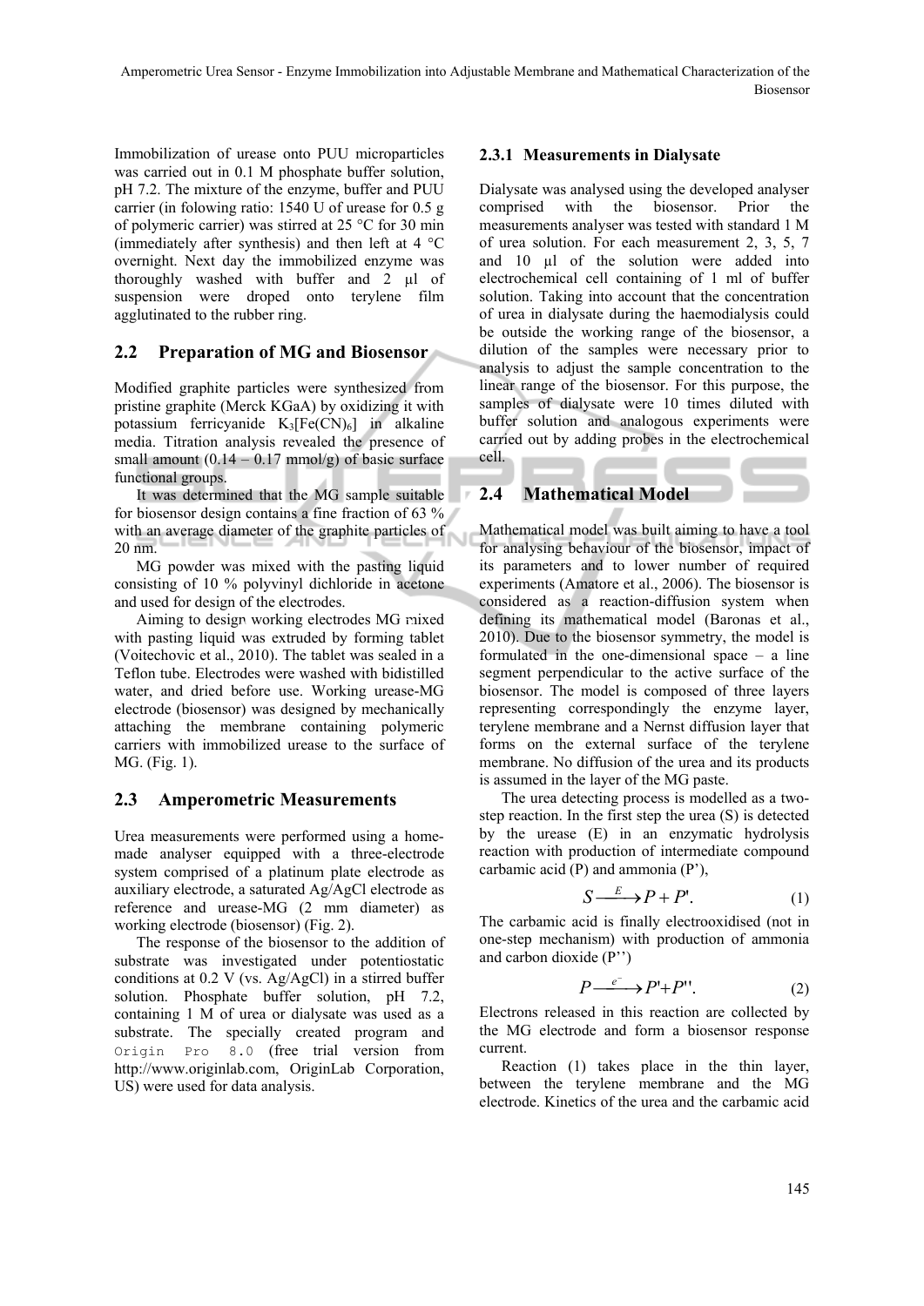Immobilization of urease onto PUU microparticles was carried out in 0.1 M phosphate buffer solution, pH 7.2. The mixture of the enzyme, buffer and PUU carrier (in folowing ratio: 1540 U of urease for 0.5 g of polymeric carrier) was stirred at 25 °C for 30 min (immediately after synthesis) and then left at 4 °C overnight. Next day the immobilized enzyme was thoroughly washed with buffer and 2 µl of suspension were droped onto terylene film agglutinated to the rubber ring.

## 2.2 Preparation of MG and Biosensor

Modified graphite particles were synthesized from pristine graphite (Merck KGaA) by oxidizing it with potassium ferricyanide $K_3[Fe(CN)_6]$ in alkaline media. Titration analysis revealed the presence of small amount (0.14 – 0.17 mmol/g) of basic surface functional groups.

It was determined that the MG sample suitable for biosensor design contains a fine fraction of 63 % with an average diameter of the graphite particles of 20 nm.

MG powder was mixed with the pasting liquid consisting of 10 % polyvinyl dichloride in acetone and used for design of the electrodes.

Aiming to design working electrodes MG mixed with pasting liquid was extruded by forming tablet (Voitechovic et al., 2010). The tablet was sealed in a Teflon tube. Electrodes were washed with bidistilled water, and dried before use. Working urease-MG electrode (biosensor) was designed by mechanically attaching the membrane containing polymeric carriers with immobilized urease to the surface of MG. (Fig. 1).

## 2.3 Amperometric Measurements

Urea measurements were performed using a home-made analyser equipped with a three-electrode system comprised of a platinum plate electrode as auxiliary electrode, a saturated Ag/AgCl electrode as reference and urease-MG (2 mm diameter) as working electrode (biosensor) (Fig. 2).

The response of the biosensor to the addition of substrate was investigated under potentiostatic conditions at 0.2 V (vs. Ag/AgCl) in a stirred buffer solution. Phosphate buffer solution, pH 7.2, containing 1 M of urea or dialysate was used as a substrate. The specially created program and `Origin Pro 8.0` (free trial version from http://www.originlab.com, OriginLab Corporation, US) were used for data analysis.

### 2.3.1 Measurements in Dialysate

Dialysate was analysed using the developed analyser comprised with the biosensor. Prior the measurements analyser was tested with standard 1 M of urea solution. For each measurement 2, 3, 5, 7 and 10 µl of the solution were added into electrochemical cell containing of 1 ml of buffer solution. Taking into account that the concentration of urea in dialysate during the haemodialysis could be outside the working range of the biosensor, a dilution of the samples were necessary prior to analysis to adjust the sample concentration to the linear range of the biosensor. For this purpose, the samples of dialysate were 10 times diluted with buffer solution and analogous experiments were carried out by adding probes in the electrochemical cell.

## 2.4 Mathematical Model

Mathematical model was built aiming to have a tool for analysing behaviour of the biosensor, impact of its parameters and to lower number of required experiments (Amatore et al., 2006). The biosensor is considered as a reaction-diffusion system when defining its mathematical model (Baronas et al., 2010). Due to the biosensor symmetry, the model is formulated in the one-dimensional space – a line segment perpendicular to the active surface of the biosensor. The model is composed of three layers representing correspondingly the enzyme layer, terylene membrane and a Nernst diffusion layer that forms on the external surface of the terylene membrane. No diffusion of the urea and its products is assumed in the layer of the MG paste.

The urea detecting process is modelled as a two-step reaction. In the first step the urea (S) is detected by the urease (E) in an enzymatic hydrolysis reaction with production of intermediate compound carbamic acid (P) and ammonia (P'),

$$S \xrightarrow{E} P + P'. \tag{1}$$

The carbamic acid is finally electrooxidised (not in one-step mechanism) with production of ammonia and carbon dioxide (P'')

$$P \xrightarrow{e^-} P' + P''. \tag{2}$$

Electrons released in this reaction are collected by the MG electrode and form a biosensor response current.

Reaction (1) takes place in the thin layer, between the terylene membrane and the MG electrode. Kinetics of the urea and the carbamic acid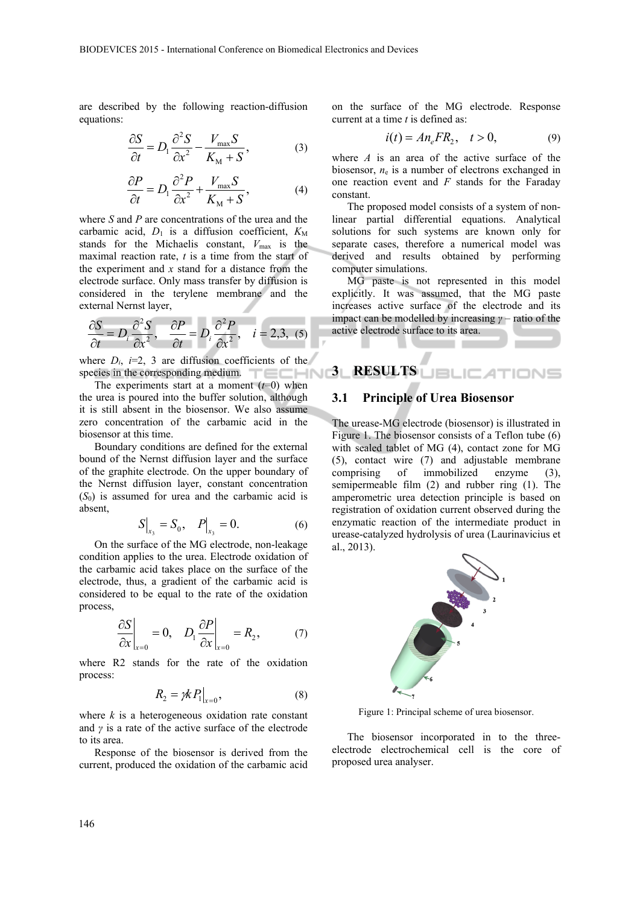are described by the following reaction-diffusion equations:

$$\frac{\partial S}{\partial t} = D_1 \frac{\partial^2 S}{\partial x^2} - \frac{V_{\max} S}{K_M + S}, \tag{3}$$

$$\frac{\partial P}{\partial t} = D_1 \frac{\partial^2 P}{\partial x^2} + \frac{V_{\max} S}{K_M + S}, \tag{4}$$

where $S$ and $P$ are concentrations of the urea and the carbamic acid, $D_1$ is a diffusion coefficient, $K_M$ stands for the Michaelis constant, $V_{\max}$ is the maximal reaction rate, $t$ is a time from the start of the experiment and $x$ stand for a distance from the electrode surface. Only mass transfer by diffusion is considered in the terylene membrane and the external Nernst layer,

$$\frac{\partial S}{\partial t} = D_i \frac{\partial^2 S}{\partial x^2}, \quad \frac{\partial P}{\partial t} = D_i \frac{\partial^2 P}{\partial x^2}, \quad i = 2,3, \tag{5}$$

where $D_i$, $i$=2, 3 are diffusion coefficients of the species in the corresponding medium.

The experiments start at a moment ($t$=0) when the urea is poured into the buffer solution, although it is still absent in the biosensor. We also assume zero concentration of the carbamic acid in the biosensor at this time.

Boundary conditions are defined for the external bound of the Nernst diffusion layer and the surface of the graphite electrode. On the upper boundary of the Nernst diffusion layer, constant concentration ($S_0$) is assumed for urea and the carbamic acid is absent,

$$S\big|_{x_3} = S_0, \quad P\big|_{x_3} = 0. \tag{6}$$

On the surface of the MG electrode, non-leakage condition applies to the urea. Electrode oxidation of the carbamic acid takes place on the surface of the electrode, thus, a gradient of the carbamic acid is considered to be equal to the rate of the oxidation process,

$$\left.\frac{\partial S}{\partial x}\right|_{x=0} = 0, \quad D_1 \left.\frac{\partial P}{\partial x}\right|_{x=0} = R_2, \tag{7}$$

where R2 stands for the rate of the oxidation process:

$$R_2 = \gamma k P_1\big|_{x=0}, \tag{8}$$

where $k$ is a heterogeneous oxidation rate constant and $\gamma$ is a rate of the active surface of the electrode to its area.

Response of the biosensor is derived from the current, produced the oxidation of the carbamic acid on the surface of the MG electrode. Response current at a time $t$ is defined as:

$$i(t) = A n_e F R_2, \quad t > 0, \tag{9}$$

where $A$ is an area of the active surface of the biosensor, $n_e$ is a number of electrons exchanged in one reaction event and $F$ stands for the Faraday constant.

The proposed model consists of a system of non-linear partial differential equations. Analytical solutions for such systems are known only for separate cases, therefore a numerical model was derived and results obtained by performing computer simulations.

MG paste is not represented in this model explicitly. It was assumed, that the MG paste increases active surface of the electrode and its impact can be modelled by increasing $\gamma$ – ratio of the active electrode surface to its area.

## 3 RESULTS

### 3.1 Principle of Urea Biosensor

The urease-MG electrode (biosensor) is illustrated in Figure 1. The biosensor consists of a Teflon tube (6) with sealed tablet of MG (4), contact zone for MG (5), contact wire (7) and adjustable membrane comprising of immobilized enzyme (3), semipermeable film (2) and rubber ring (1). The amperometric urea detection principle is based on registration of oxidation current observed during the enzymatic reaction of the intermediate product in urease-catalyzed hydrolysis of urea (Laurinavicius et al., 2013).

Figure 1: Principal scheme of urea biosensor.

The biosensor incorporated in to the three-electrode electrochemical cell is the core of proposed urea analyser.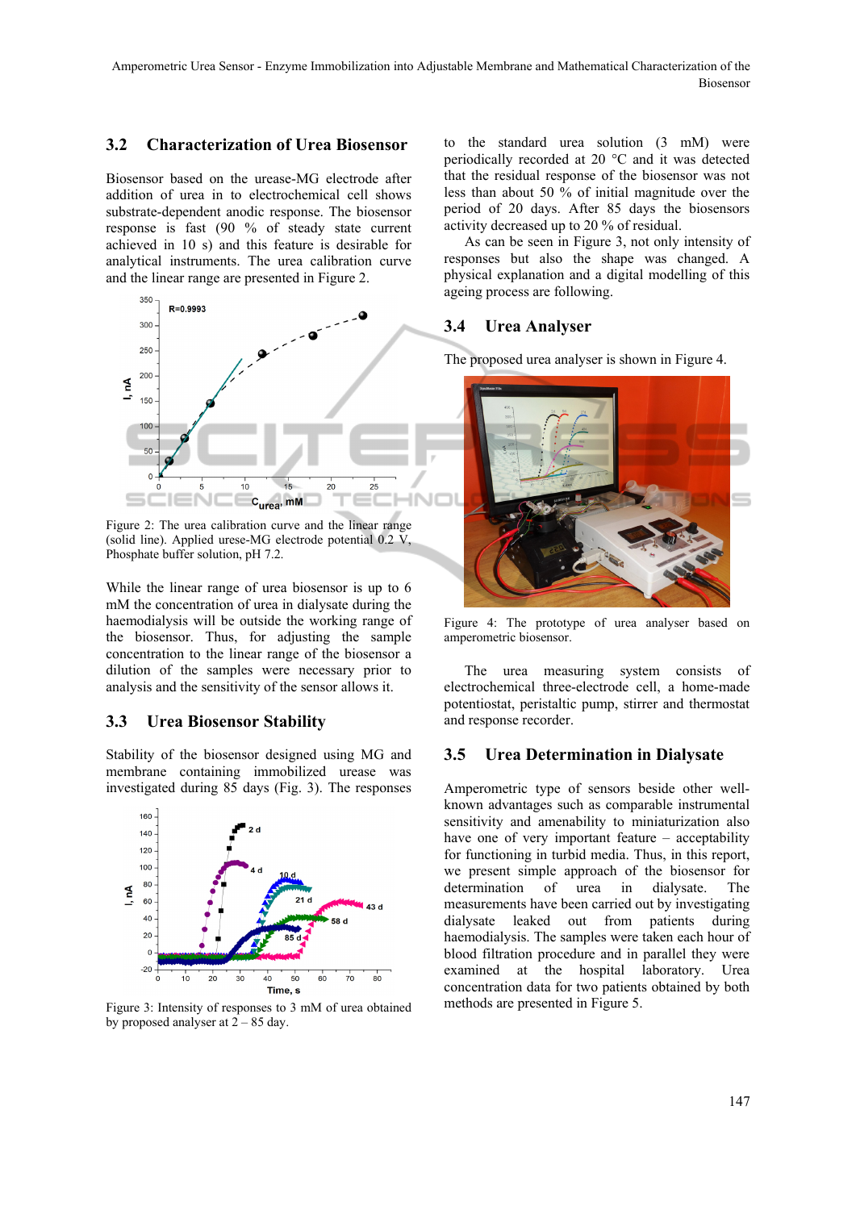### 3.2 Characterization of Urea Biosensor

Biosensor based on the urease-MG electrode after addition of urea in to electrochemical cell shows substrate-dependent anodic response. The biosensor response is fast (90 % of steady state current achieved in 10 s) and this feature is desirable for analytical instruments. The urea calibration curve and the linear range are presented in Figure 2.

Figure 2: The urea calibration curve and the linear range (solid line). Applied urese-MG electrode potential 0.2 V, Phosphate buffer solution, pH 7.2.

While the linear range of urea biosensor is up to 6 mM the concentration of urea in dialysate during the haemodialysis will be outside the working range of the biosensor. Thus, for adjusting the sample concentration to the linear range of the biosensor a dilution of the samples were necessary prior to analysis and the sensitivity of the sensor allows it.

### 3.3 Urea Biosensor Stability

Stability of the biosensor designed using MG and membrane containing immobilized urease was investigated during 85 days (Fig. 3). The responses to the standard urea solution (3 mM) were periodically recorded at 20 °C and it was detected that the residual response of the biosensor was not less than about 50 % of initial magnitude over the period of 20 days. After 85 days the biosensors activity decreased up to 20 % of residual.

Figure 3: Intensity of responses to 3 mM of urea obtained by proposed analyser at 2 – 85 day.

As can be seen in Figure 3, not only intensity of responses but also the shape was changed. A physical explanation and a digital modelling of this ageing process are following.

### 3.4 Urea Analyser

The proposed urea analyser is shown in Figure 4.

Figure 4: The prototype of urea analyser based on amperometric biosensor.

The urea measuring system consists of electrochemical three-electrode cell, a home-made potentiostat, peristaltic pump, stirrer and thermostat and response recorder.

### 3.5 Urea Determination in Dialysate

Amperometric type of sensors beside other well-known advantages such as comparable instrumental sensitivity and amenability to miniaturization also have one of very important feature – acceptability for functioning in turbid media. Thus, in this report, we present simple approach of the biosensor for determination of urea in dialysate. The measurements have been carried out by investigating dialysate leaked out from patients during haemodialysis. The samples were taken each hour of blood filtration procedure and in parallel they were examined at the hospital laboratory. Urea concentration data for two patients obtained by both methods are presented in Figure 5.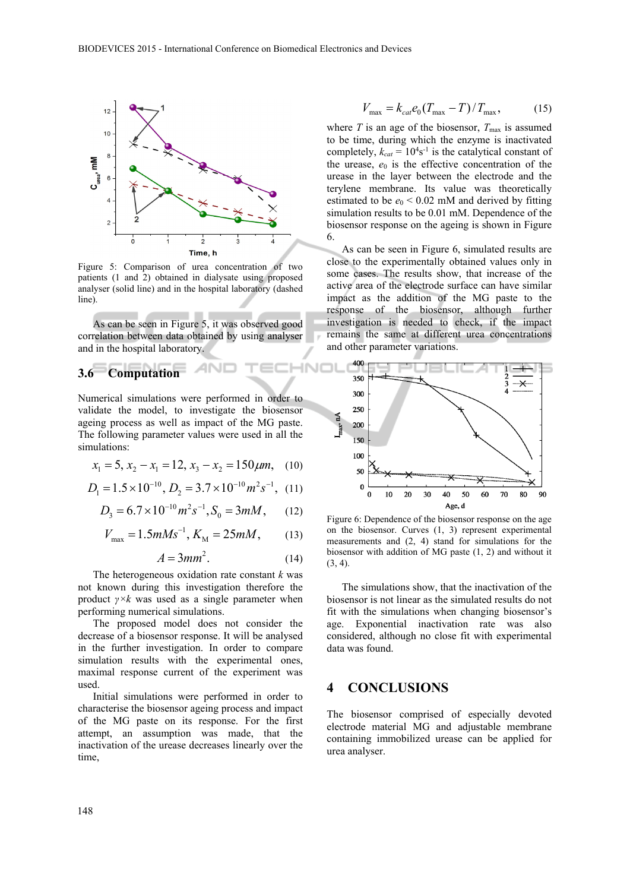Figure 5: Comparison of urea concentration of two patients (1 and 2) obtained in dialysate using proposed analyser (solid line) and in the hospital laboratory (dashed line).

As can be seen in Figure 5, it was observed good correlation between data obtained by using analyser and in the hospital laboratory.

### 3.6 Computation

Numerical simulations were performed in order to validate the model, to investigate the biosensor ageing process as well as impact of the MG paste. The following parameter values were used in all the simulations:

$$x_1 = 5,\ x_2 - x_1 = 12,\ x_3 - x_2 = 150 \mu m, \quad (10)$$

$$D_1 = 1.5 \times 10^{-10},\ D_2 = 3.7 \times 10^{-10} m^2 s^{-1}, \quad (11)$$

$$D_3 = 6.7 \times 10^{-10} m^2 s^{-1}, S_0 = 3mM, \quad (12)$$

$$V_{\max} = 1.5 mMs^{-1}, K_M = 25mM, \quad (13)$$

$$A = 3mm^2. \quad (14)$$

The heterogeneous oxidation rate constant $k$ was not known during this investigation therefore the product $\gamma \times k$ was used as a single parameter when performing numerical simulations.

The proposed model does not consider the decrease of a biosensor response. It will be analysed in the further investigation. In order to compare simulation results with the experimental ones, maximal response current of the experiment was used.

Initial simulations were performed in order to characterise the biosensor ageing process and impact of the MG paste on its response. For the first attempt, an assumption was made, that the inactivation of the urease decreases linearly over the time,

$$V_{\max} = k_{cat} e_0 (T_{\max} - T) / T_{\max}, \quad (15)$$

where $T$ is an age of the biosensor, $T_{\max}$ is assumed to be time, during which the enzyme is inactivated completely, $k_{cat} = 10^4 s^{-1}$ is the catalytical constant of the urease, $e_0$ is the effective concentration of the urease in the layer between the electrode and the terylene membrane. Its value was theoretically estimated to be $e_0 < 0.02$ mM and derived by fitting simulation results to be 0.01 mM. Dependence of the biosensor response on the ageing is shown in Figure 6.

As can be seen in Figure 6, simulated results are close to the experimentally obtained values only in some cases. The results show, that increase of the active area of the electrode surface can have similar impact as the addition of the MG paste to the response of the biosensor, although further investigation is needed to check, if the impact remains the same at different urea concentrations and other parameter variations.

Figure 6: Dependence of the biosensor response on the age on the biosensor. Curves (1, 3) represent experimental measurements and (2, 4) stand for simulations for the biosensor with addition of MG paste (1, 2) and without it (3, 4).

The simulations show, that the inactivation of the biosensor is not linear as the simulated results do not fit with the simulations when changing biosensor's age. Exponential inactivation rate was also considered, although no close fit with experimental data was found.

## 4 CONCLUSIONS

The biosensor comprised of especially devoted electrode material MG and adjustable membrane containing immobilized urease can be applied for urea analyser.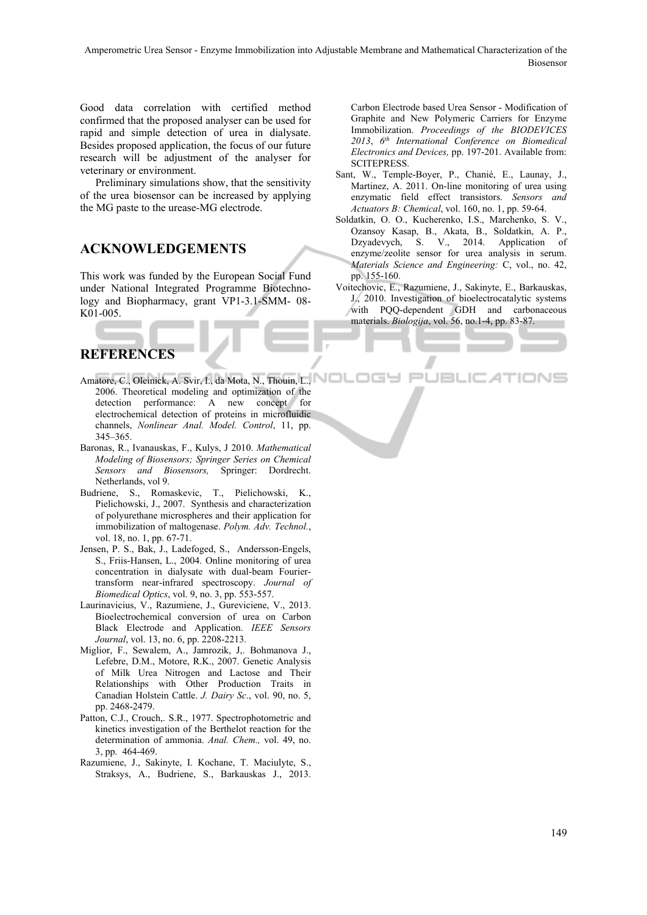Good data correlation with certified method confirmed that the proposed analyser can be used for rapid and simple detection of urea in dialysate. Besides proposed application, the focus of our future research will be adjustment of the analyser for veterinary or environment.

Preliminary simulations show, that the sensitivity of the urea biosensor can be increased by applying the MG paste to the urease-MG electrode.

## ACKNOWLEDGEMENTS

This work was funded by the European Social Fund under National Integrated Programme Biotechnology and Biopharmacy, grant VP1-3.1-SMM- 08-K01-005.

## REFERENCES

Amatore, C., Oleinick, A. Svir, I., da Mota, N., Thouin, L., 2006. Theoretical modeling and optimization of the detection performance: A new concept for electrochemical detection of proteins in microfluidic channels, *Nonlinear Anal. Model. Control*, 11, pp. 345–365.

Baronas, R., Ivanauskas, F., Kulys, J 2010. *Mathematical Modeling of Biosensors; Springer Series on Chemical Sensors and Biosensors,* Springer: Dordrecht. Netherlands, vol 9.

Budriene, S., Romaskevic, T., Pielichowski, K., Pielichowski, J., 2007. Synthesis and characterization of polyurethane microspheres and their application for immobilization of maltogenase. *Polym. Adv. Technol.*, vol. 18, no. 1, pp. 67-71.

Jensen, P. S., Bak, J., Ladefoged, S., Andersson-Engels, S., Friis-Hansen, L., 2004. Online monitoring of urea concentration in dialysate with dual-beam Fourier-transform near-infrared spectroscopy. *Journal of Biomedical Optics*, vol. 9, no. 3, pp. 553-557.

Laurinavicius, V., Razumiene, J., Gureviciene, V., 2013. Bioelectrochemical conversion of urea on Carbon Black Electrode and Application. *IEEE Sensors Journal*, vol. 13, no. 6, pp. 2208-2213.

Miglior, F., Sewalem, A., Jamrozik, J,. Bohmanova J., Lefebre, D.M., Motore, R.K., 2007. Genetic Analysis of Milk Urea Nitrogen and Lactose and Their Relationships with Other Production Traits in Canadian Holstein Cattle. *J. Dairy Sc*., vol. 90, no. 5, pp. 2468-2479.

Patton, C.J., Crouch,. S.R., 1977. Spectrophotometric and kinetics investigation of the Berthelot reaction for the determination of ammonia. *Anal. Chem.,* vol. 49, no. 3, pp. 464-469.

Razumiene, J., Sakinyte, I. Kochane, T. Maciulyte, S., Straksys, A., Budriene, S., Barkauskas J., 2013. Carbon Electrode based Urea Sensor - Modification of Graphite and New Polymeric Carriers for Enzyme Immobilization. *Proceedings of the BIODEVICES 2013*, *6th International Conference on Biomedical Electronics and Devices,* pp. 197-201. Available from: SCITEPRESS.

Sant, W., Temple-Boyer, P., Chanié, E., Launay, J., Martinez, A. 2011. On-line monitoring of urea using enzymatic field effect transistors. *Sensors and Actuators B: Chemical*, vol. 160, no. 1, pp. 59-64.

Soldatkin, O. O., Kucherenko, I.S., Marchenko, S. V., Ozansoy Kasap, B., Akata, B., Soldatkin, A. P., Dzyadevych, S. V., 2014. Application of enzyme/zeolite sensor for urea analysis in serum. *Materials Science and Engineering:* C, vol., no. 42, pp. 155-160.

Voitechovic, E., Razumiene, J., Sakinyte, E., Barkauskas, J., 2010. Investigation of bioelectrocatalytic systems with PQQ-dependent GDH and carbonaceous materials. *Biologija*, vol. 56, no.1-4, pp. 83-87.